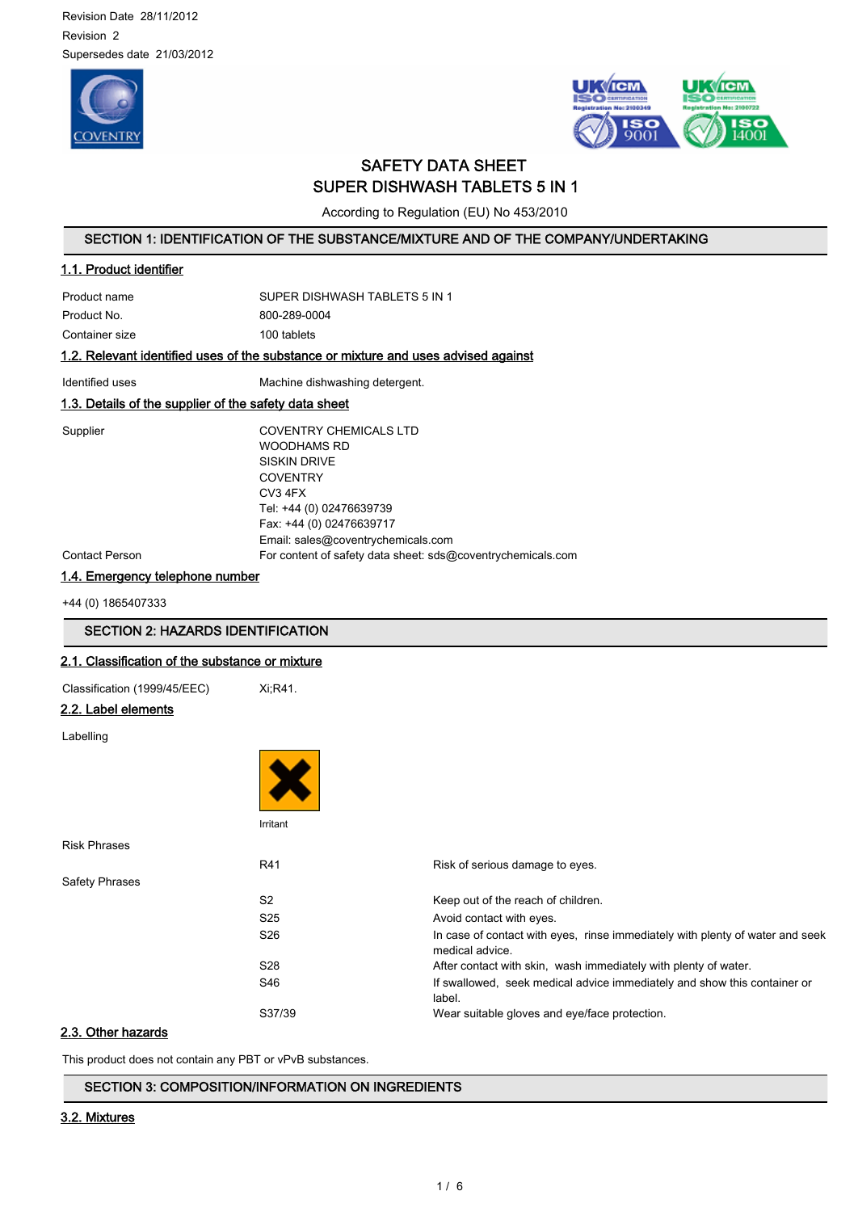Revision Date 28/11/2012
Revision 2
Supersedes date 21/03/2012

# SAFETY DATA SHEET
# SUPER DISHWASH TABLETS 5 IN 1

According to Regulation (EU) No 453/2010

## SECTION 1: IDENTIFICATION OF THE SUBSTANCE/MIXTURE AND OF THE COMPANY/UNDERTAKING

### 1.1. Product identifier

| | |
|---|---|
| Product name | SUPER DISHWASH TABLETS 5 IN 1 |
| Product No. | 800-289-0004 |
| Container size | 100 tablets |

### 1.2. Relevant identified uses of the substance or mixture and uses advised against

| | |
|---|---|
| Identified uses | Machine dishwashing detergent. |

### 1.3. Details of the supplier of the safety data sheet

Supplier
COVENTRY CHEMICALS LTD
WOODHAMS RD
SISKIN DRIVE
COVENTRY
CV3 4FX
Tel: +44 (0) 02476639739
Fax: +44 (0) 02476639717
Email: sales@coventrychemicals.com

Contact Person
For content of safety data sheet: sds@coventrychemicals.com

### 1.4. Emergency telephone number

+44 (0) 1865407333

## SECTION 2: HAZARDS IDENTIFICATION

### 2.1. Classification of the substance or mixture

| | |
|---|---|
| Classification (1999/45/EEC) | Xi;R41. |

### 2.2. Label elements

Labelling

Irritant

Risk Phrases

| | |
|---|---|
| R41 | Risk of serious damage to eyes. |

Safety Phrases

| | |
|---|---|
| S2 | Keep out of the reach of children. |
| S25 | Avoid contact with eyes. |
| S26 | In case of contact with eyes, rinse immediately with plenty of water and seek medical advice. |
| S28 | After contact with skin, wash immediately with plenty of water. |
| S46 | If swallowed, seek medical advice immediately and show this container or label. |
| S37/39 | Wear suitable gloves and eye/face protection. |

### 2.3. Other hazards

This product does not contain any PBT or vPvB substances.

## SECTION 3: COMPOSITION/INFORMATION ON INGREDIENTS

### 3.2. Mixtures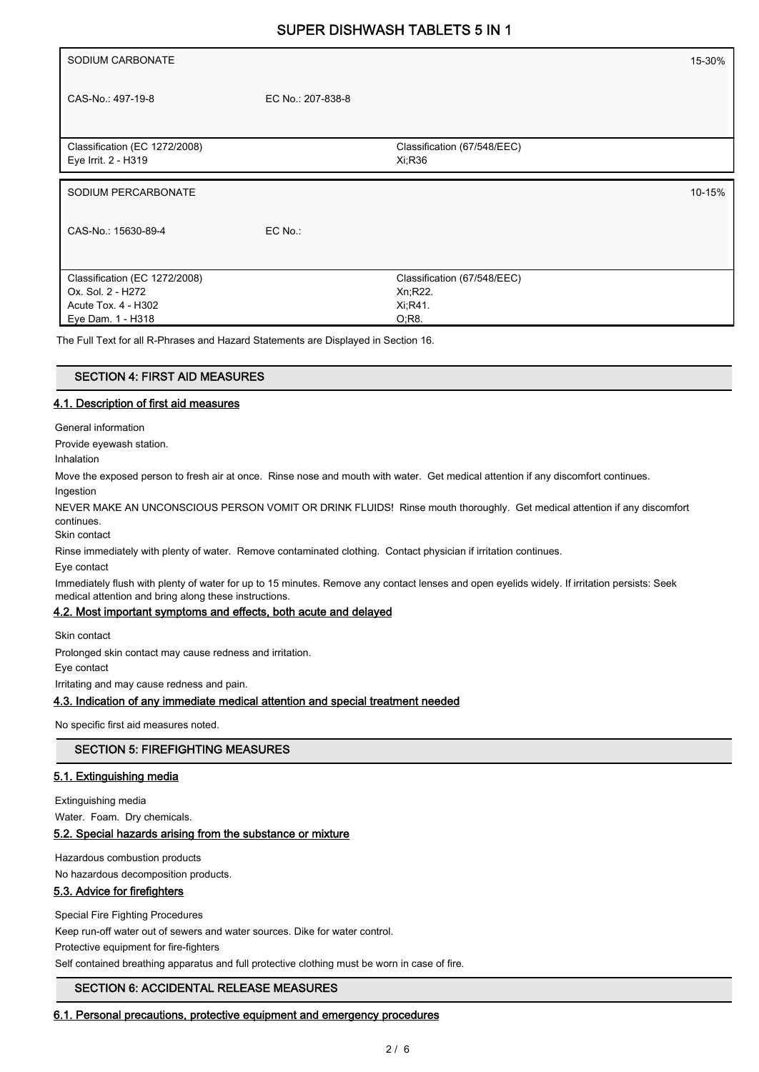| SODIUM CARBONATE | | 15-30% |
|---|---|---|
| CAS-No.: 497-19-8 | EC No.: 207-838-8 | |
| Classification (EC 1272/2008)<br>Eye Irrit. 2 - H319 | Classification (67/548/EEC)<br>Xi;R36 | |

| SODIUM PERCARBONATE | | 10-15% |
|---|---|---|
| CAS-No.: 15630-89-4 | EC No.: | |
| Classification (EC 1272/2008)<br>Ox. Sol. 2 - H272<br>Acute Tox. 4 - H302<br>Eye Dam. 1 - H318 | Classification (67/548/EEC)<br>Xn;R22.<br>Xi;R41.<br>O;R8. | |

The Full Text for all R-Phrases and Hazard Statements are Displayed in Section 16.

## SECTION 4: FIRST AID MEASURES

### 4.1. Description of first aid measures

General information

Provide eyewash station.

Inhalation

Move the exposed person to fresh air at once. Rinse nose and mouth with water. Get medical attention if any discomfort continues.

Ingestion

NEVER MAKE AN UNCONSCIOUS PERSON VOMIT OR DRINK FLUIDS! Rinse mouth thoroughly. Get medical attention if any discomfort continues.

Skin contact

Rinse immediately with plenty of water. Remove contaminated clothing. Contact physician if irritation continues.

Eye contact

Immediately flush with plenty of water for up to 15 minutes. Remove any contact lenses and open eyelids widely. If irritation persists: Seek medical attention and bring along these instructions.

### 4.2. Most important symptoms and effects, both acute and delayed

Skin contact

Prolonged skin contact may cause redness and irritation.

Eye contact

Irritating and may cause redness and pain.

### 4.3. Indication of any immediate medical attention and special treatment needed

No specific first aid measures noted.

## SECTION 5: FIREFIGHTING MEASURES

### 5.1. Extinguishing media

Extinguishing media

Water. Foam. Dry chemicals.

### 5.2. Special hazards arising from the substance or mixture

Hazardous combustion products

No hazardous decomposition products.

### 5.3. Advice for firefighters

Special Fire Fighting Procedures

Keep run-off water out of sewers and water sources. Dike for water control.

Protective equipment for fire-fighters

Self contained breathing apparatus and full protective clothing must be worn in case of fire.

## SECTION 6: ACCIDENTAL RELEASE MEASURES

### 6.1. Personal precautions, protective equipment and emergency procedures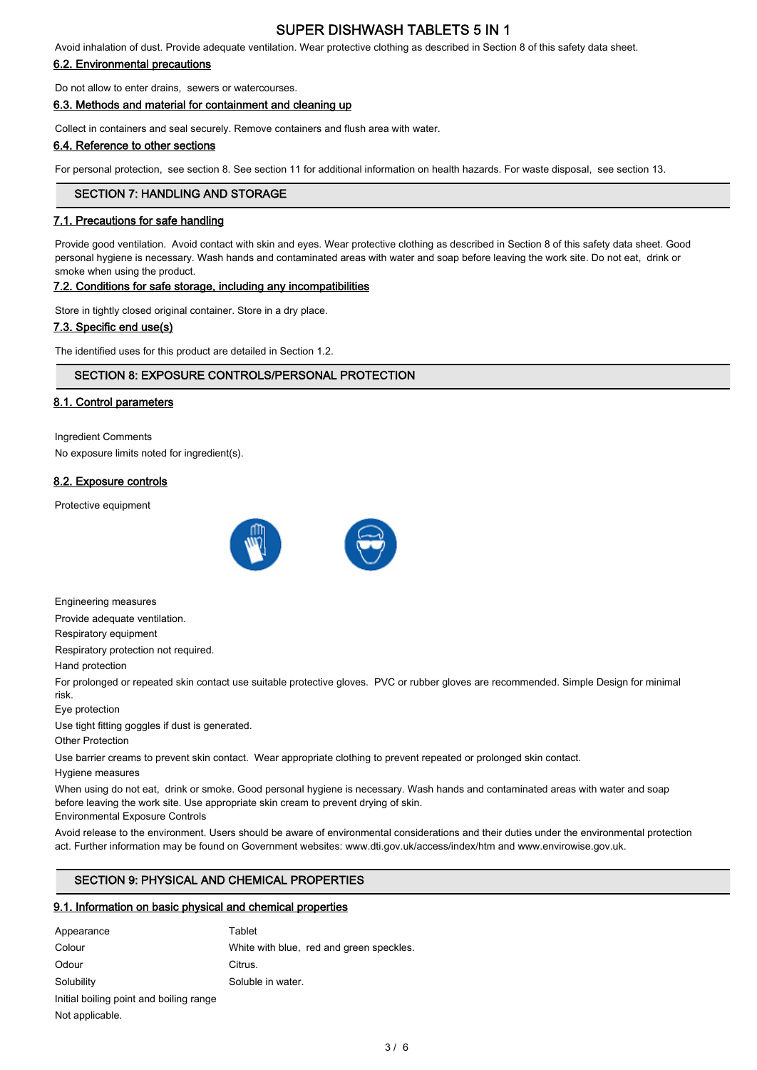Avoid inhalation of dust. Provide adequate ventilation. Wear protective clothing as described in Section 8 of this safety data sheet.

### 6.2. Environmental precautions

Do not allow to enter drains, sewers or watercourses.

### 6.3. Methods and material for containment and cleaning up

Collect in containers and seal securely. Remove containers and flush area with water.

### 6.4. Reference to other sections

For personal protection, see section 8. See section 11 for additional information on health hazards. For waste disposal, see section 13.

## SECTION 7: HANDLING AND STORAGE

### 7.1. Precautions for safe handling

Provide good ventilation. Avoid contact with skin and eyes. Wear protective clothing as described in Section 8 of this safety data sheet. Good personal hygiene is necessary. Wash hands and contaminated areas with water and soap before leaving the work site. Do not eat, drink or smoke when using the product.

### 7.2. Conditions for safe storage, including any incompatibilities

Store in tightly closed original container. Store in a dry place.

### 7.3. Specific end use(s)

The identified uses for this product are detailed in Section 1.2.

## SECTION 8: EXPOSURE CONTROLS/PERSONAL PROTECTION

### 8.1. Control parameters

Ingredient Comments

No exposure limits noted for ingredient(s).

### 8.2. Exposure controls

Protective equipment

Engineering measures

Provide adequate ventilation.

Respiratory equipment

Respiratory protection not required.

Hand protection

For prolonged or repeated skin contact use suitable protective gloves. PVC or rubber gloves are recommended. Simple Design for minimal risk.

Eye protection

Use tight fitting goggles if dust is generated.

Other Protection

Use barrier creams to prevent skin contact. Wear appropriate clothing to prevent repeated or prolonged skin contact.

Hygiene measures

When using do not eat, drink or smoke. Good personal hygiene is necessary. Wash hands and contaminated areas with water and soap before leaving the work site. Use appropriate skin cream to prevent drying of skin.

Environmental Exposure Controls

Avoid release to the environment. Users should be aware of environmental considerations and their duties under the environmental protection act. Further information may be found on Government websites: www.dti.gov.uk/access/index/htm and www.envirowise.gov.uk.

## SECTION 9: PHYSICAL AND CHEMICAL PROPERTIES

### 9.1. Information on basic physical and chemical properties

| | |
|---|---|
| Appearance | Tablet |
| Colour | White with blue, red and green speckles. |
| Odour | Citrus. |
| Solubility | Soluble in water. |

Initial boiling point and boiling range

Not applicable.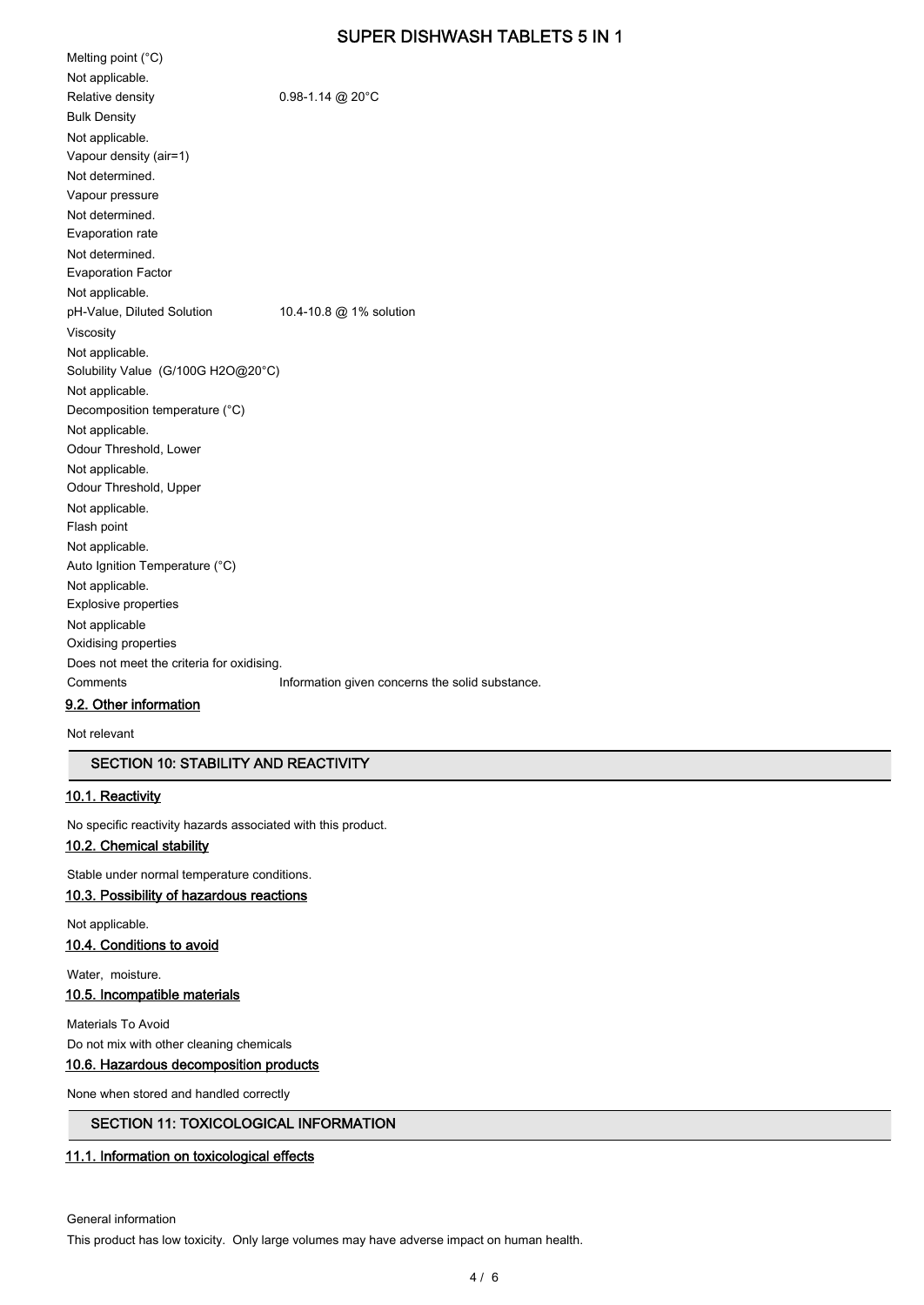Melting point (°C)

Not applicable.

Relative density 0.98-1.14 @ 20°C

Bulk Density

Not applicable.

Vapour density (air=1)

Not determined.

Vapour pressure

Not determined.

Evaporation rate

Not determined.

Evaporation Factor

Not applicable.

pH-Value, Diluted Solution 10.4-10.8 @ 1% solution

Viscosity

Not applicable.

Solubility Value (G/100G H2O@20°C)

Not applicable.

Decomposition temperature (°C)

Not applicable.

Odour Threshold, Lower

Not applicable.

Odour Threshold, Upper

Not applicable.

Flash point

Not applicable.

Auto Ignition Temperature (°C)

Not applicable.

Explosive properties

Not applicable

Oxidising properties

Does not meet the criteria for oxidising.

Comments Information given concerns the solid substance.

### 9.2. Other information

Not relevant

## SECTION 10: STABILITY AND REACTIVITY

### 10.1. Reactivity

No specific reactivity hazards associated with this product.

### 10.2. Chemical stability

Stable under normal temperature conditions.

### 10.3. Possibility of hazardous reactions

Not applicable.

### 10.4. Conditions to avoid

Water, moisture.

### 10.5. Incompatible materials

Materials To Avoid

Do not mix with other cleaning chemicals

### 10.6. Hazardous decomposition products

None when stored and handled correctly

## SECTION 11: TOXICOLOGICAL INFORMATION

### 11.1. Information on toxicological effects

General information

This product has low toxicity. Only large volumes may have adverse impact on human health.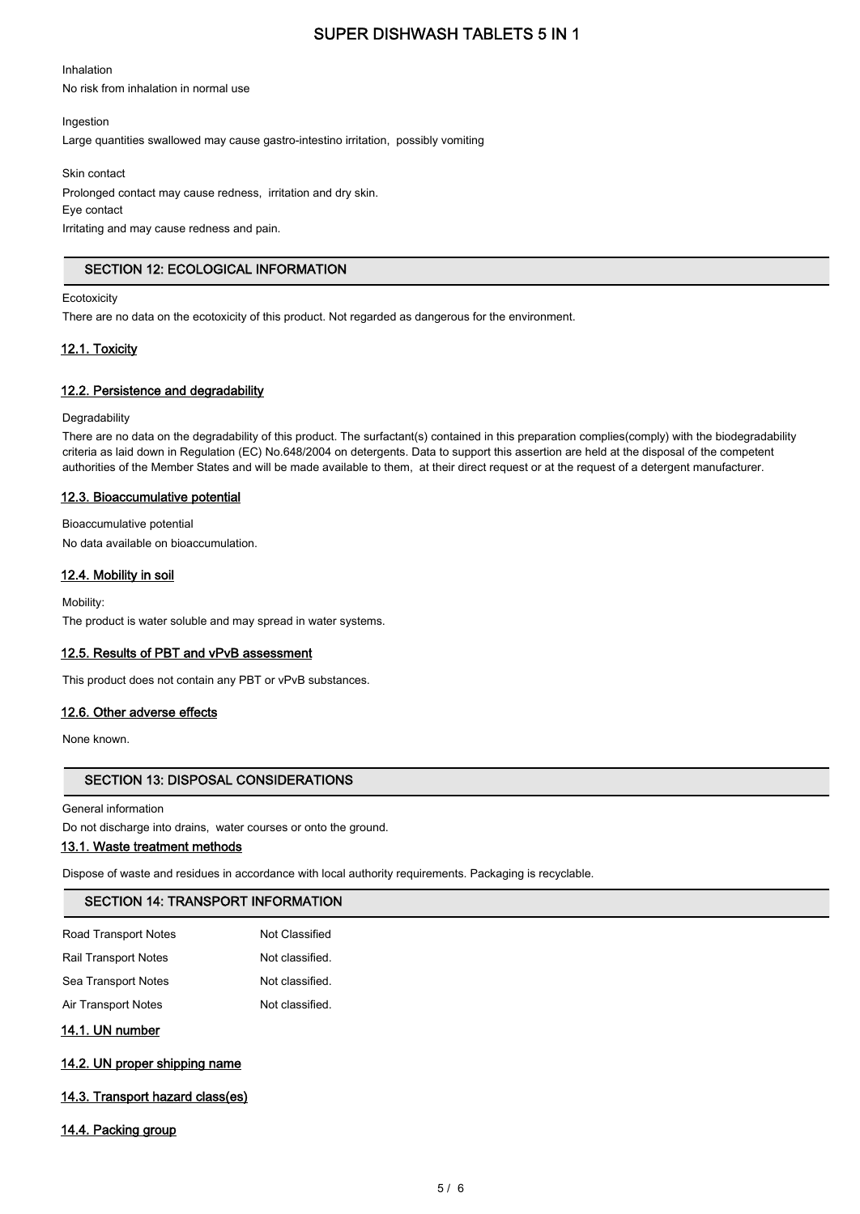Inhalation

No risk from inhalation in normal use

Ingestion

Large quantities swallowed may cause gastro-intestino irritation, possibly vomiting

Skin contact

Prolonged contact may cause redness, irritation and dry skin.

Eye contact

Irritating and may cause redness and pain.

## SECTION 12: ECOLOGICAL INFORMATION

Ecotoxicity

There are no data on the ecotoxicity of this product. Not regarded as dangerous for the environment.

### 12.1. Toxicity

### 12.2. Persistence and degradability

Degradability

There are no data on the degradability of this product. The surfactant(s) contained in this preparation complies(comply) with the biodegradability criteria as laid down in Regulation (EC) No.648/2004 on detergents. Data to support this assertion are held at the disposal of the competent authorities of the Member States and will be made available to them, at their direct request or at the request of a detergent manufacturer.

### 12.3. Bioaccumulative potential

Bioaccumulative potential

No data available on bioaccumulation.

### 12.4. Mobility in soil

Mobility:

The product is water soluble and may spread in water systems.

### 12.5. Results of PBT and vPvB assessment

This product does not contain any PBT or vPvB substances.

### 12.6. Other adverse effects

None known.

## SECTION 13: DISPOSAL CONSIDERATIONS

General information

Do not discharge into drains, water courses or onto the ground.

### 13.1. Waste treatment methods

Dispose of waste and residues in accordance with local authority requirements. Packaging is recyclable.

## SECTION 14: TRANSPORT INFORMATION

| | |
|---|---|
| Road Transport Notes | Not Classified |
| Rail Transport Notes | Not classified. |
| Sea Transport Notes | Not classified. |
| Air Transport Notes | Not classified. |

### 14.1. UN number

### 14.2. UN proper shipping name

### 14.3. Transport hazard class(es)

### 14.4. Packing group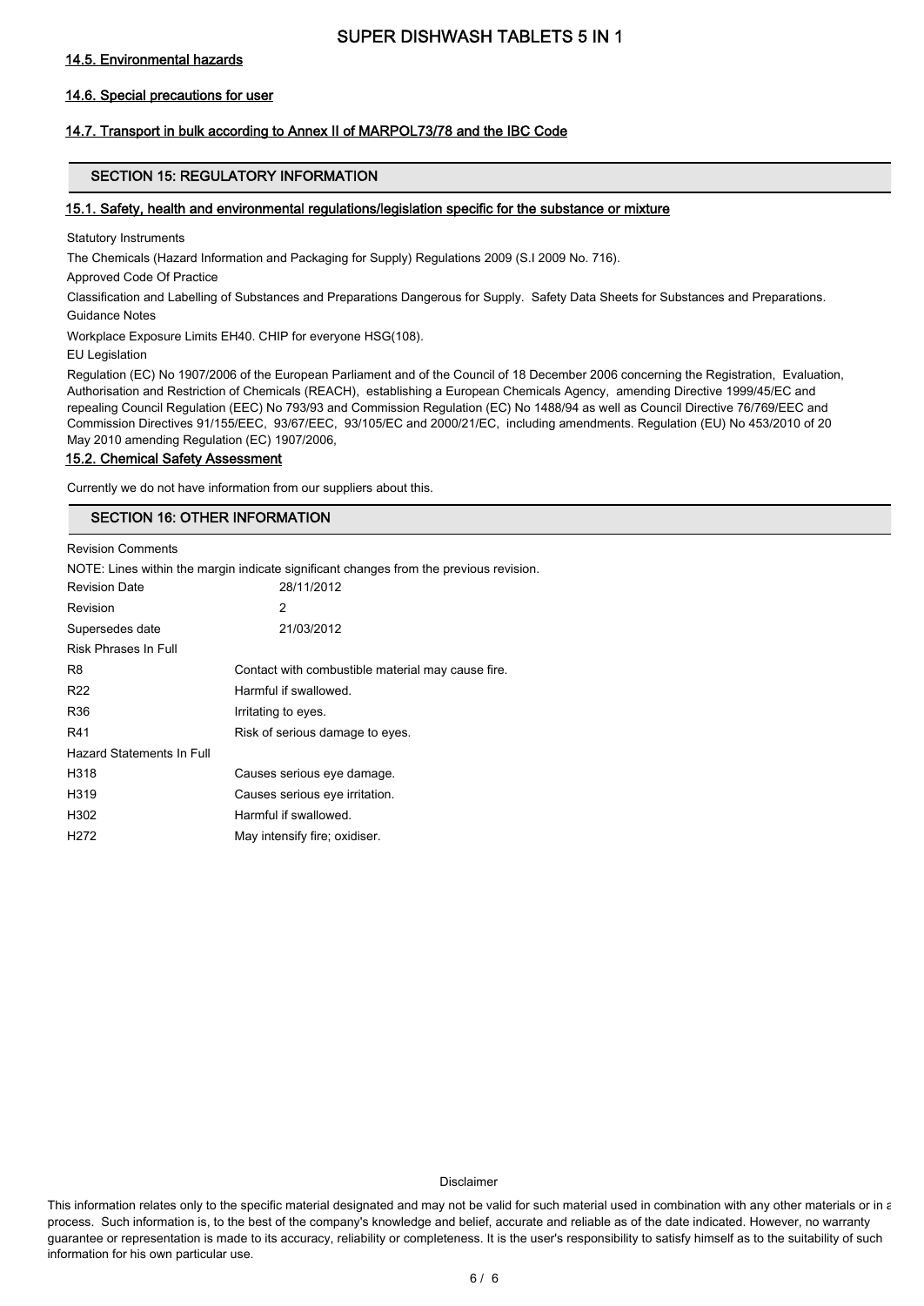#### 14.5. Environmental hazards

#### 14.6. Special precautions for user

#### 14.7. Transport in bulk according to Annex II of MARPOL73/78 and the IBC Code

## SECTION 15: REGULATORY INFORMATION

#### 15.1. Safety, health and environmental regulations/legislation specific for the substance or mixture

Statutory Instruments

The Chemicals (Hazard Information and Packaging for Supply) Regulations 2009 (S.I 2009 No. 716).

Approved Code Of Practice

Classification and Labelling of Substances and Preparations Dangerous for Supply. Safety Data Sheets for Substances and Preparations.

Guidance Notes

Workplace Exposure Limits EH40. CHIP for everyone HSG(108).

EU Legislation

Regulation (EC) No 1907/2006 of the European Parliament and of the Council of 18 December 2006 concerning the Registration, Evaluation, Authorisation and Restriction of Chemicals (REACH), establishing a European Chemicals Agency, amending Directive 1999/45/EC and repealing Council Regulation (EEC) No 793/93 and Commission Regulation (EC) No 1488/94 as well as Council Directive 76/769/EEC and Commission Directives 91/155/EEC, 93/67/EEC, 93/105/EC and 2000/21/EC, including amendments. Regulation (EU) No 453/2010 of 20 May 2010 amending Regulation (EC) 1907/2006,

#### 15.2. Chemical Safety Assessment

Currently we do not have information from our suppliers about this.

## SECTION 16: OTHER INFORMATION

Revision Comments

NOTE: Lines within the margin indicate significant changes from the previous revision.

| | |
|---|---|
| Revision Date | 28/11/2012 |
| Revision | 2 |
| Supersedes date | 21/03/2012 |
| Risk Phrases In Full | |
| R8 | Contact with combustible material may cause fire. |
| R22 | Harmful if swallowed. |
| R36 | Irritating to eyes. |
| R41 | Risk of serious damage to eyes. |
| Hazard Statements In Full | |
| H318 | Causes serious eye damage. |
| H319 | Causes serious eye irritation. |
| H302 | Harmful if swallowed. |
| H272 | May intensify fire; oxidiser. |

Disclaimer

This information relates only to the specific material designated and may not be valid for such material used in combination with any other materials or in a process. Such information is, to the best of the company's knowledge and belief, accurate and reliable as of the date indicated. However, no warranty guarantee or representation is made to its accuracy, reliability or completeness. It is the user's responsibility to satisfy himself as to the suitability of such information for his own particular use.